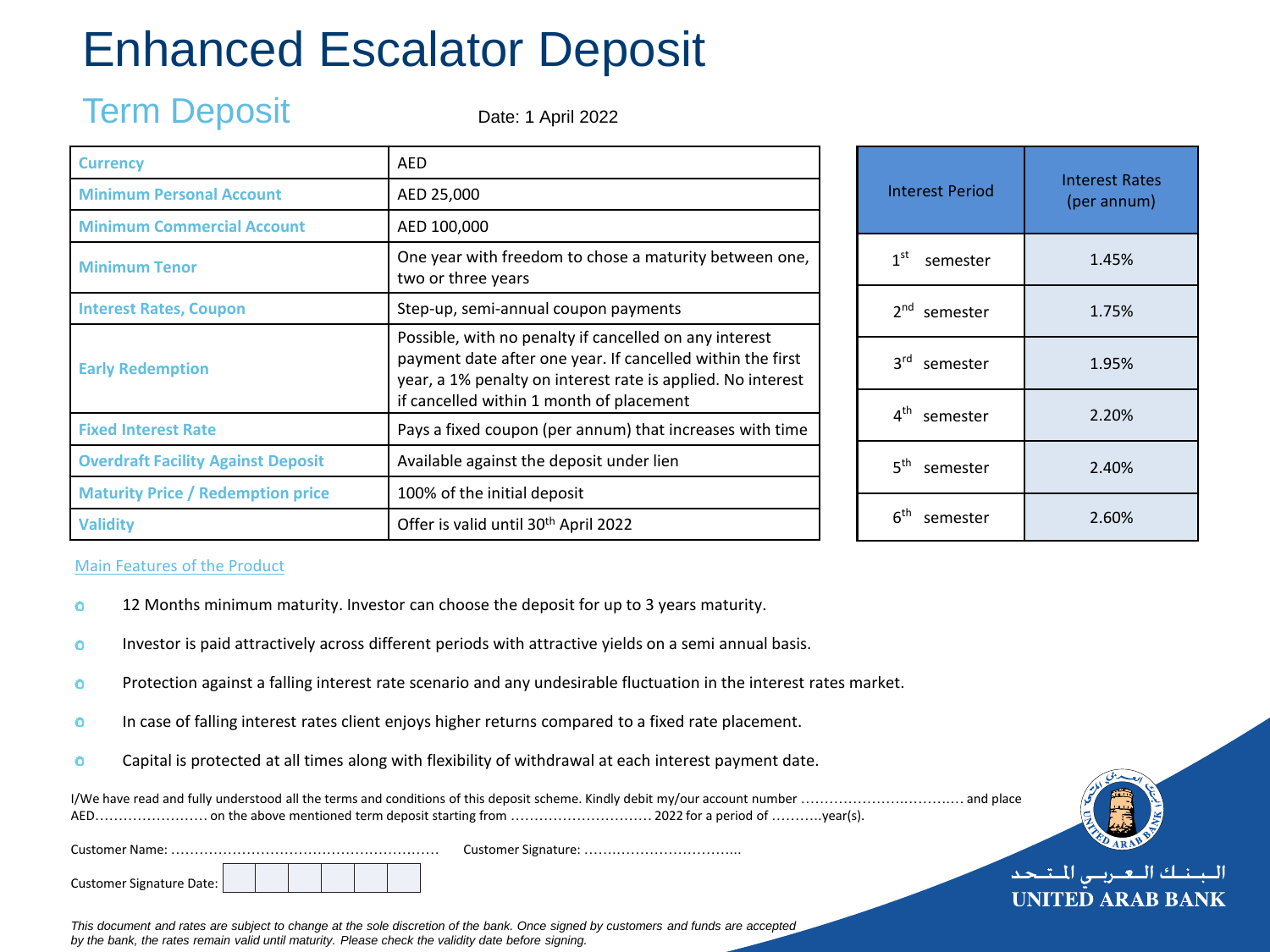# Enhanced Escalator Deposit

## Term Deposit

Date: 1 April 2022

| | |
|---|---|
| **Currency** | AED |
| **Minimum Personal Account** | AED 25,000 |
| **Minimum Commercial Account** | AED 100,000 |
| **Minimum Tenor** | One year with freedom to chose a maturity between one, two or three years |
| **Interest Rates, Coupon** | Step-up, semi-annual coupon payments |
| **Early Redemption** | Possible, with no penalty if cancelled on any interest payment date after one year. If cancelled within the first year, a 1% penalty on interest rate is applied. No interest if cancelled within 1 month of placement |
| **Fixed Interest Rate** | Pays a fixed coupon (per annum) that increases with time |
| **Overdraft Facility Against Deposit** | Available against the deposit under lien |
| **Maturity Price / Redemption price** | 100% of the initial deposit |
| **Validity** | Offer is valid until 30th April 2022 |

| Interest Period | Interest Rates (per annum) |
|---|---|
| 1st semester | 1.45% |
| 2nd semester | 1.75% |
| 3rd semester | 1.95% |
| 4th semester | 2.20% |
| 5th semester | 2.40% |
| 6th semester | 2.60% |

Main Features of the Product

- 12 Months minimum maturity. Investor can choose the deposit for up to 3 years maturity.
- Investor is paid attractively across different periods with attractive yields on a semi annual basis.
- Protection against a falling interest rate scenario and any undesirable fluctuation in the interest rates market.
- In case of falling interest rates client enjoys higher returns compared to a fixed rate placement.
- Capital is protected at all times along with flexibility of withdrawal at each interest payment date.

I/We have read and fully understood all the terms and conditions of this deposit scheme. Kindly debit my/our account number ……………………………… and place AED…………………… on the above mentioned term deposit starting from ………………………… 2022 for a period of ………..year(s).

Customer Name: …………………………………………………   Customer Signature: …………………………...

Customer Signature Date: | | | | | | |

*This document and rates are subject to change at the sole discretion of the bank. Once signed by customers and funds are accepted by the bank, the rates remain valid until maturity. Please check the validity date before signing.*

البنك العربي المتحد
UNITED ARAB BANK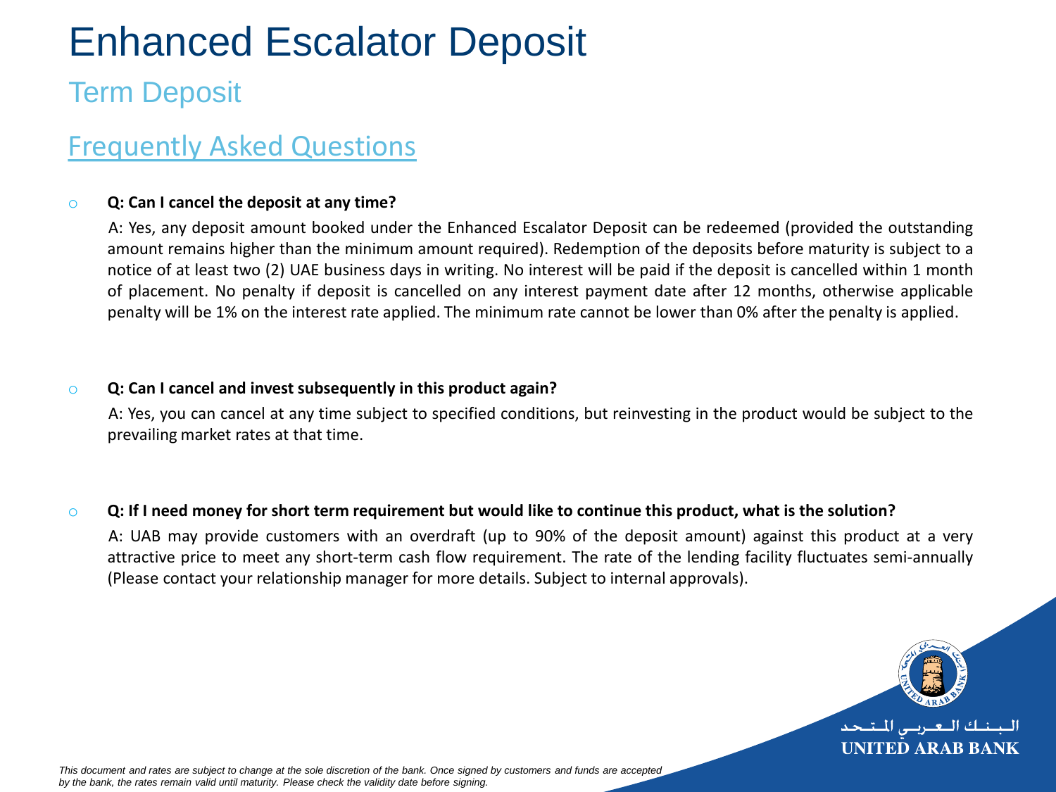# Enhanced Escalator Deposit

## Term Deposit

### Frequently Asked Questions

- **Q: Can I cancel the deposit at any time?**

  A: Yes, any deposit amount booked under the Enhanced Escalator Deposit can be redeemed (provided the outstanding amount remains higher than the minimum amount required). Redemption of the deposits before maturity is subject to a notice of at least two (2) UAE business days in writing. No interest will be paid if the deposit is cancelled within 1 month of placement. No penalty if deposit is cancelled on any interest payment date after 12 months, otherwise applicable penalty will be 1% on the interest rate applied. The minimum rate cannot be lower than 0% after the penalty is applied.

- **Q: Can I cancel and invest subsequently in this product again?**

  A: Yes, you can cancel at any time subject to specified conditions, but reinvesting in the product would be subject to the prevailing market rates at that time.

- **Q: If I need money for short term requirement but would like to continue this product, what is the solution?**

  A: UAB may provide customers with an overdraft (up to 90% of the deposit amount) against this product at a very attractive price to meet any short-term cash flow requirement. The rate of the lending facility fluctuates semi-annually (Please contact your relationship manager for more details. Subject to internal approvals).

البـنـك الـعـربـي المـتـحـد
UNITED ARAB BANK

*This document and rates are subject to change at the sole discretion of the bank. Once signed by customers and funds are accepted by the bank, the rates remain valid until maturity. Please check the validity date before signing.*